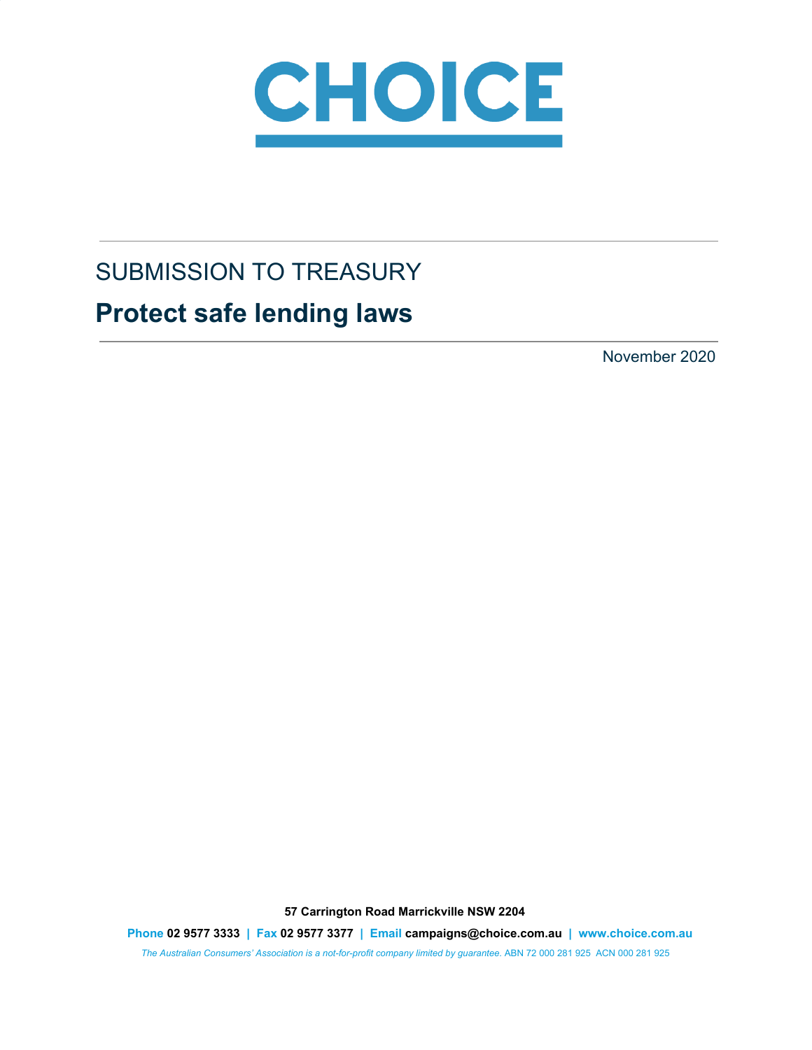# CHOICE

SUBMISSION TO TREASURY

## Protect safe lending laws

November 2020

**57 Carrington Road Marrickville NSW 2204**

**Phone 02 9577 3333 | Fax 02 9577 3377 | Email campaigns@choice.com.au | www.choice.com.au**

*The Australian Consumers' Association is a not-for-profit company limited by guarantee.* ABN 72 000 281 925 ACN 000 281 925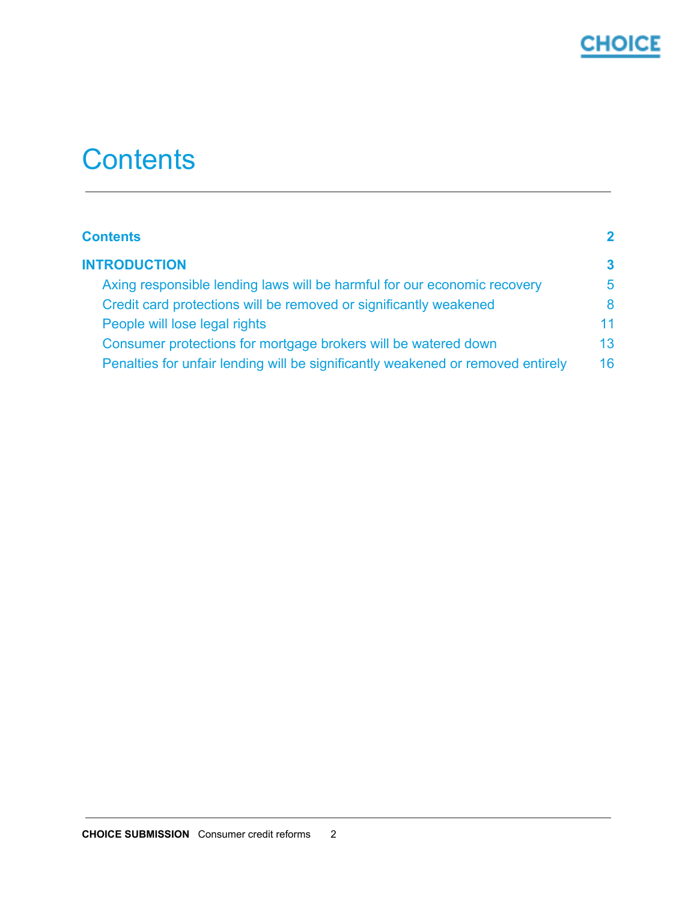# Contents

| | |
|---|---|
| **Contents** | **2** |
| **INTRODUCTION** | **3** |
| Axing responsible lending laws will be harmful for our economic recovery | 5 |
| Credit card protections will be removed or significantly weakened | 8 |
| People will lose legal rights | 11 |
| Consumer protections for mortgage brokers will be watered down | 13 |
| Penalties for unfair lending will be significantly weakened or removed entirely | 16 |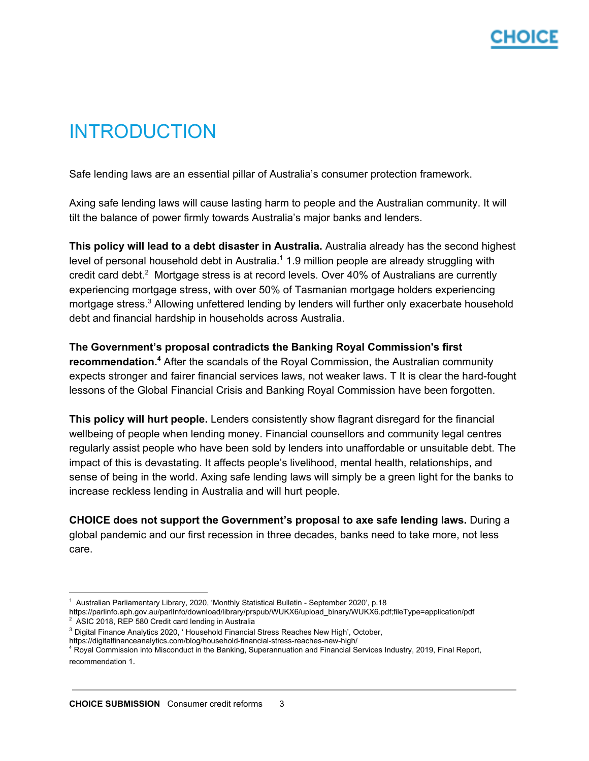# INTRODUCTION

Safe lending laws are an essential pillar of Australia's consumer protection framework.

Axing safe lending laws will cause lasting harm to people and the Australian community. It will tilt the balance of power firmly towards Australia's major banks and lenders.

**This policy will lead to a debt disaster in Australia.** Australia already has the second highest level of personal household debt in Australia.[1] 1.9 million people are already struggling with credit card debt.[2] Mortgage stress is at record levels. Over 40% of Australians are currently experiencing mortgage stress, with over 50% of Tasmanian mortgage holders experiencing mortgage stress.[3] Allowing unfettered lending by lenders will further only exacerbate household debt and financial hardship in households across Australia.

**The Government's proposal contradicts the Banking Royal Commission's first recommendation.[4]** After the scandals of the Royal Commission, the Australian community expects stronger and fairer financial services laws, not weaker laws. T It is clear the hard-fought lessons of the Global Financial Crisis and Banking Royal Commission have been forgotten.

**This policy will hurt people.** Lenders consistently show flagrant disregard for the financial wellbeing of people when lending money. Financial counsellors and community legal centres regularly assist people who have been sold by lenders into unaffordable or unsuitable debt. The impact of this is devastating. It affects people's livelihood, mental health, relationships, and sense of being in the world. Axing safe lending laws will simply be a green light for the banks to increase reckless lending in Australia and will hurt people.

**CHOICE does not support the Government's proposal to axe safe lending laws.** During a global pandemic and our first recession in three decades, banks need to take more, not less care.

---

[1] Australian Parliamentary Library, 2020, 'Monthly Statistical Bulletin - September 2020', p.18 https://parlinfo.aph.gov.au/parlInfo/download/library/prspub/WUKX6/upload_binary/WUKX6.pdf;fileType=application/pdf

[2] ASIC 2018, REP 580 Credit card lending in Australia

[3] Digital Finance Analytics 2020, ' Household Financial Stress Reaches New High', October, https://digitalfinanceanalytics.com/blog/household-financial-stress-reaches-new-high/

[4] Royal Commission into Misconduct in the Banking, Superannuation and Financial Services Industry, 2019, Final Report, recommendation 1.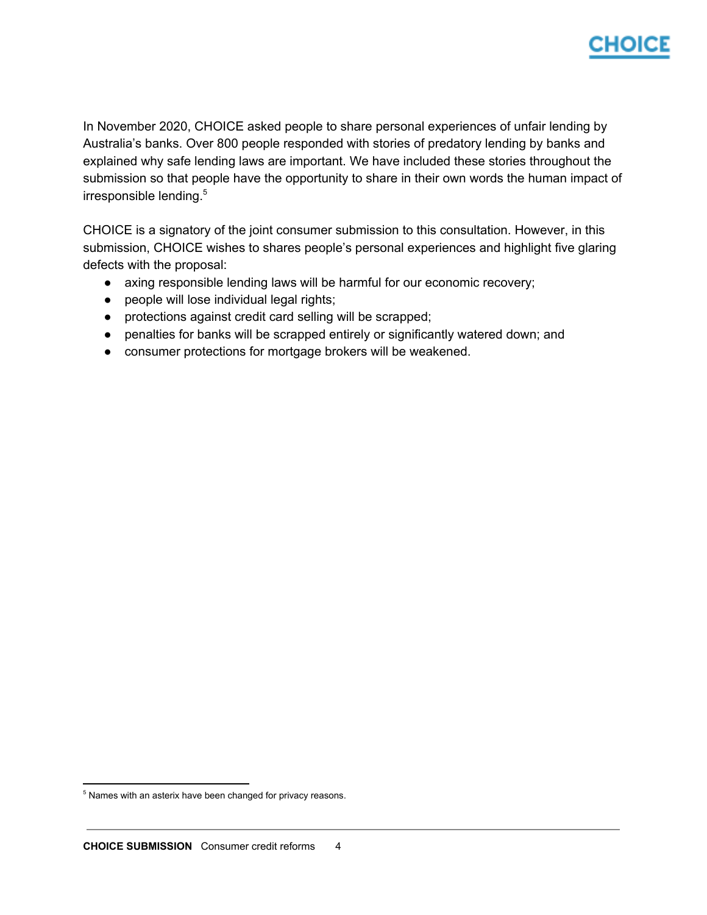In November 2020, CHOICE asked people to share personal experiences of unfair lending by Australia's banks. Over 800 people responded with stories of predatory lending by banks and explained why safe lending laws are important. We have included these stories throughout the submission so that people have the opportunity to share in their own words the human impact of irresponsible lending.[5]

CHOICE is a signatory of the joint consumer submission to this consultation. However, in this submission, CHOICE wishes to shares people's personal experiences and highlight five glaring defects with the proposal:

- axing responsible lending laws will be harmful for our economic recovery;
- people will lose individual legal rights;
- protections against credit card selling will be scrapped;
- penalties for banks will be scrapped entirely or significantly watered down; and
- consumer protections for mortgage brokers will be weakened.

[5] Names with an asterix have been changed for privacy reasons.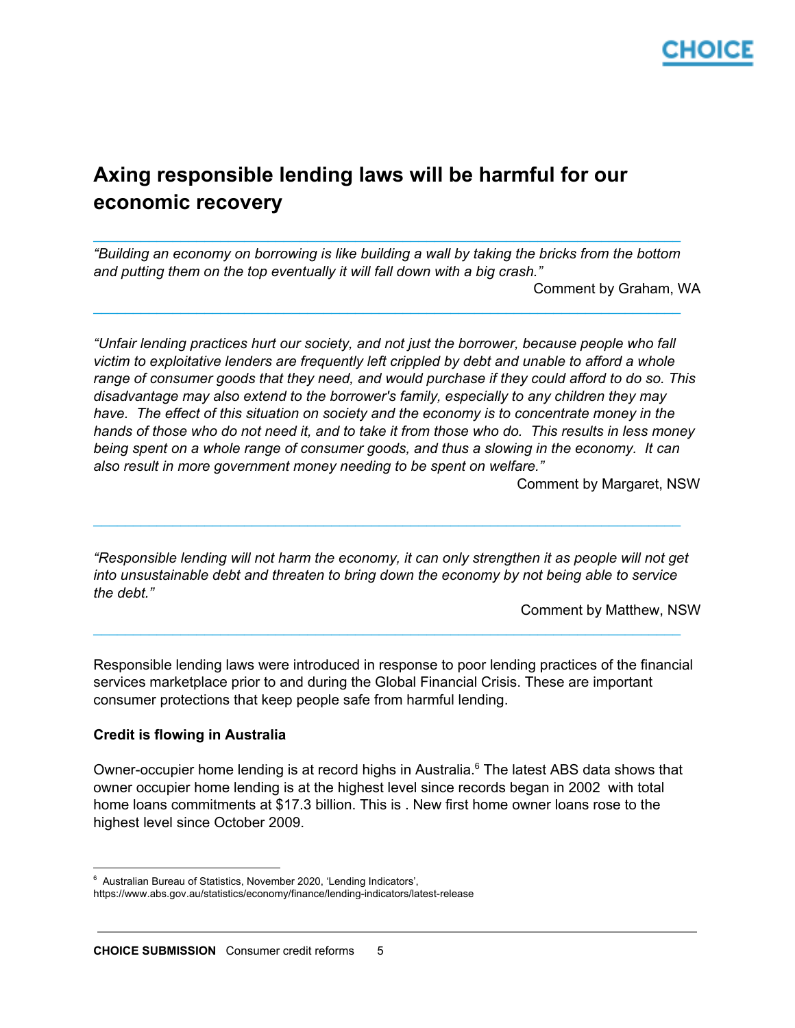## Axing responsible lending laws will be harmful for our economic recovery

---

*"Building an economy on borrowing is like building a wall by taking the bricks from the bottom and putting them on the top eventually it will fall down with a big crash."*

Comment by Graham, WA

---

*"Unfair lending practices hurt our society, and not just the borrower, because people who fall victim to exploitative lenders are frequently left crippled by debt and unable to afford a whole range of consumer goods that they need, and would purchase if they could afford to do so. This disadvantage may also extend to the borrower's family, especially to any children they may have. The effect of this situation on society and the economy is to concentrate money in the hands of those who do not need it, and to take it from those who do. This results in less money being spent on a whole range of consumer goods, and thus a slowing in the economy. It can also result in more government money needing to be spent on welfare."*

Comment by Margaret, NSW

---

*"Responsible lending will not harm the economy, it can only strengthen it as people will not get into unsustainable debt and threaten to bring down the economy by not being able to service the debt."*

Comment by Matthew, NSW

---

Responsible lending laws were introduced in response to poor lending practices of the financial services marketplace prior to and during the Global Financial Crisis. These are important consumer protections that keep people safe from harmful lending.

**Credit is flowing in Australia**

Owner-occupier home lending is at record highs in Australia.[6] The latest ABS data shows that owner occupier home lending is at the highest level since records began in 2002 with total home loans commitments at $17.3 billion. This is . New first home owner loans rose to the highest level since October 2009.

---

[6] Australian Bureau of Statistics, November 2020, 'Lending Indicators', https://www.abs.gov.au/statistics/economy/finance/lending-indicators/latest-release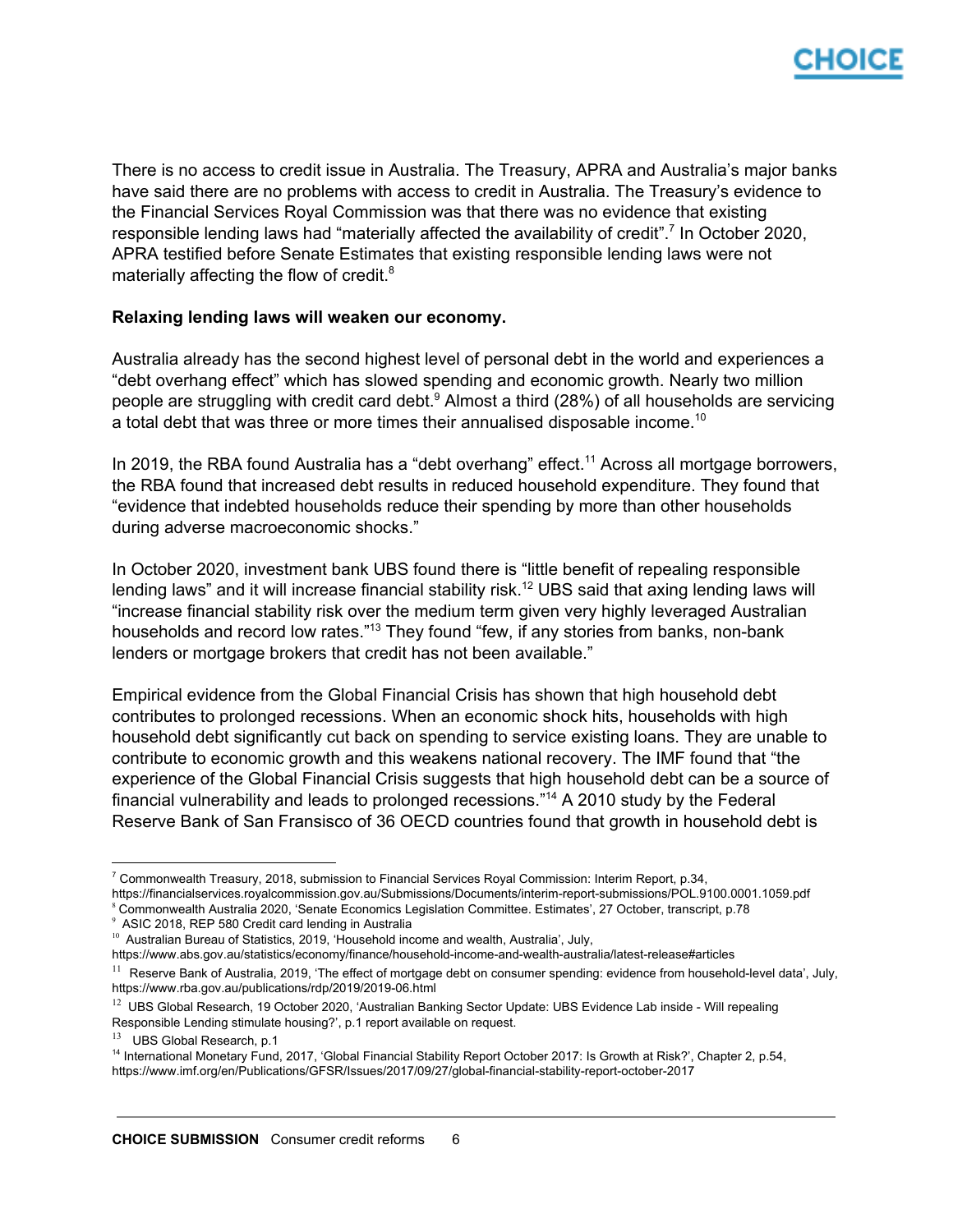There is no access to credit issue in Australia. The Treasury, APRA and Australia's major banks have said there are no problems with access to credit in Australia. The Treasury's evidence to the Financial Services Royal Commission was that there was no evidence that existing responsible lending laws had "materially affected the availability of credit".[7] In October 2020, APRA testified before Senate Estimates that existing responsible lending laws were not materially affecting the flow of credit.[8]

**Relaxing lending laws will weaken our economy.**

Australia already has the second highest level of personal debt in the world and experiences a "debt overhang effect" which has slowed spending and economic growth. Nearly two million people are struggling with credit card debt.[9] Almost a third (28%) of all households are servicing a total debt that was three or more times their annualised disposable income.[10]

In 2019, the RBA found Australia has a "debt overhang" effect.[11] Across all mortgage borrowers, the RBA found that increased debt results in reduced household expenditure. They found that "evidence that indebted households reduce their spending by more than other households during adverse macroeconomic shocks."

In October 2020, investment bank UBS found there is "little benefit of repealing responsible lending laws" and it will increase financial stability risk.[12] UBS said that axing lending laws will "increase financial stability risk over the medium term given very highly leveraged Australian households and record low rates."[13] They found "few, if any stories from banks, non-bank lenders or mortgage brokers that credit has not been available."

Empirical evidence from the Global Financial Crisis has shown that high household debt contributes to prolonged recessions. When an economic shock hits, households with high household debt significantly cut back on spending to service existing loans. They are unable to contribute to economic growth and this weakens national recovery. The IMF found that "the experience of the Global Financial Crisis suggests that high household debt can be a source of financial vulnerability and leads to prolonged recessions."[14] A 2010 study by the Federal Reserve Bank of San Fransisco of 36 OECD countries found that growth in household debt is

---

[7] Commonwealth Treasury, 2018, submission to Financial Services Royal Commission: Interim Report, p.34, https://financialservices.royalcommission.gov.au/Submissions/Documents/interim-report-submissions/POL.9100.0001.1059.pdf

[8] Commonwealth Australia 2020, 'Senate Economics Legislation Committee. Estimates', 27 October, transcript, p.78

[9] ASIC 2018, REP 580 Credit card lending in Australia

[10] Australian Bureau of Statistics, 2019, 'Household income and wealth, Australia', July, https://www.abs.gov.au/statistics/economy/finance/household-income-and-wealth-australia/latest-release#articles

[11] Reserve Bank of Australia, 2019, 'The effect of mortgage debt on consumer spending: evidence from household-level data', July, https://www.rba.gov.au/publications/rdp/2019/2019-06.html

[12] UBS Global Research, 19 October 2020, 'Australian Banking Sector Update: UBS Evidence Lab inside - Will repealing Responsible Lending stimulate housing?', p.1 report available on request.

[13] UBS Global Research, p.1

[14] International Monetary Fund, 2017, 'Global Financial Stability Report October 2017: Is Growth at Risk?', Chapter 2, p.54, https://www.imf.org/en/Publications/GFSR/Issues/2017/09/27/global-financial-stability-report-october-2017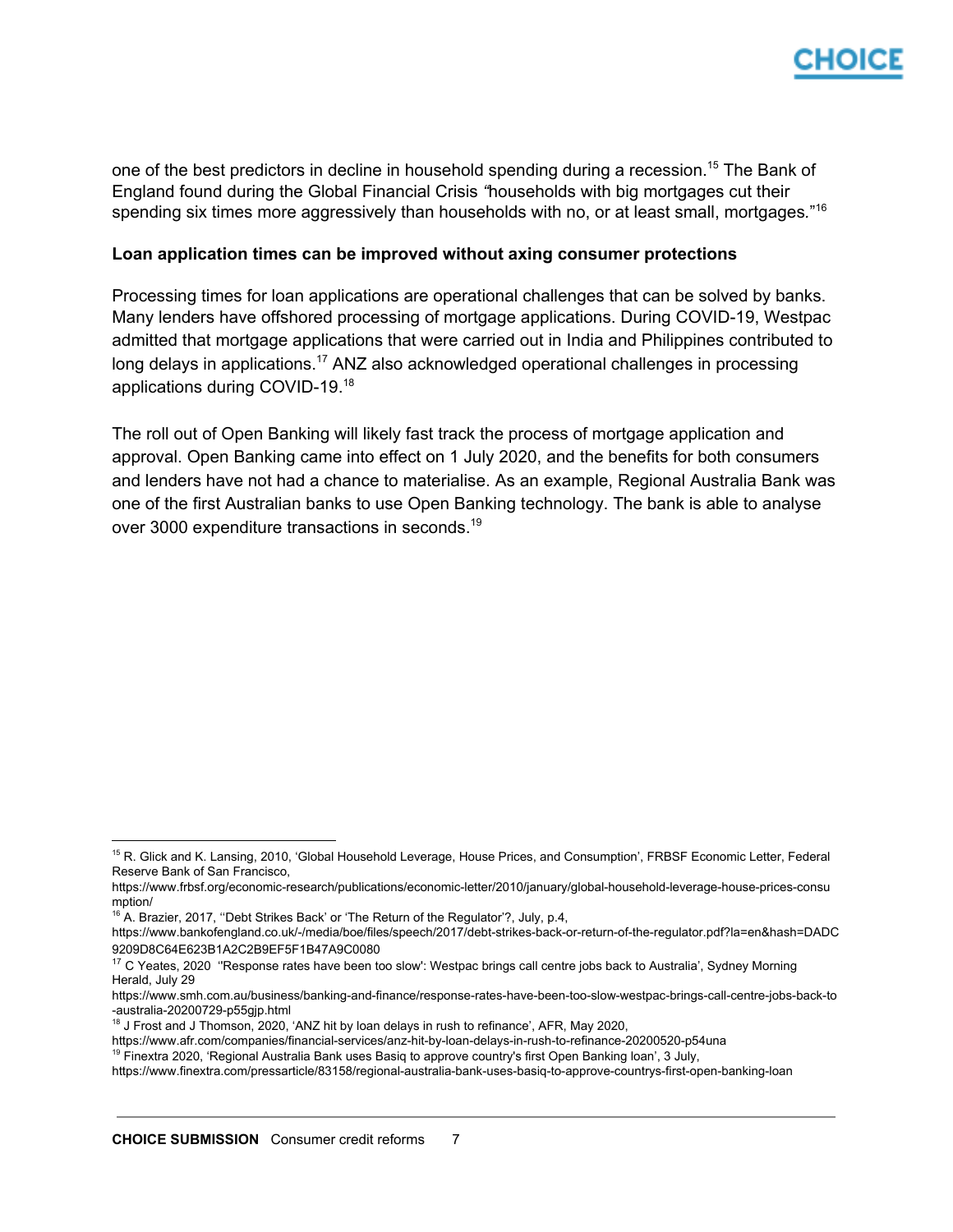one of the best predictors in decline in household spending during a recession.[15] The Bank of England found during the Global Financial Crisis *"households with big mortgages cut their spending six times more aggressively than households with no, or at least small, mortgages."*[16]

**Loan application times can be improved without axing consumer protections**

Processing times for loan applications are operational challenges that can be solved by banks. Many lenders have offshored processing of mortgage applications. During COVID-19, Westpac admitted that mortgage applications that were carried out in India and Philippines contributed to long delays in applications.[17] ANZ also acknowledged operational challenges in processing applications during COVID-19.[18]

The roll out of Open Banking will likely fast track the process of mortgage application and approval. Open Banking came into effect on 1 July 2020, and the benefits for both consumers and lenders have not had a chance to materialise. As an example, Regional Australia Bank was one of the first Australian banks to use Open Banking technology. The bank is able to analyse over 3000 expenditure transactions in seconds.[19]

---

[15] R. Glick and K. Lansing, 2010, 'Global Household Leverage, House Prices, and Consumption', FRBSF Economic Letter, Federal Reserve Bank of San Francisco, https://www.frbsf.org/economic-research/publications/economic-letter/2010/january/global-household-leverage-house-prices-consumption/

[16] A. Brazier, 2017, ''Debt Strikes Back' or 'The Return of the Regulator'?, July, p.4, https://www.bankofengland.co.uk/-/media/boe/files/speech/2017/debt-strikes-back-or-return-of-the-regulator.pdf?la=en&hash=DADC9209D8C64E623B1A2C2B9EF5F1B47A9C0080

[17] C Yeates, 2020 ''Response rates have been too slow': Westpac brings call centre jobs back to Australia', Sydney Morning Herald, July 29 https://www.smh.com.au/business/banking-and-finance/response-rates-have-been-too-slow-westpac-brings-call-centre-jobs-back-to-australia-20200729-p55gjp.html

[18] J Frost and J Thomson, 2020, 'ANZ hit by loan delays in rush to refinance', AFR, May 2020, https://www.afr.com/companies/financial-services/anz-hit-by-loan-delays-in-rush-to-refinance-20200520-p54una

[19] Finextra 2020, 'Regional Australia Bank uses Basiq to approve country's first Open Banking loan', 3 July, https://www.finextra.com/pressarticle/83158/regional-australia-bank-uses-basiq-to-approve-countrys-first-open-banking-loan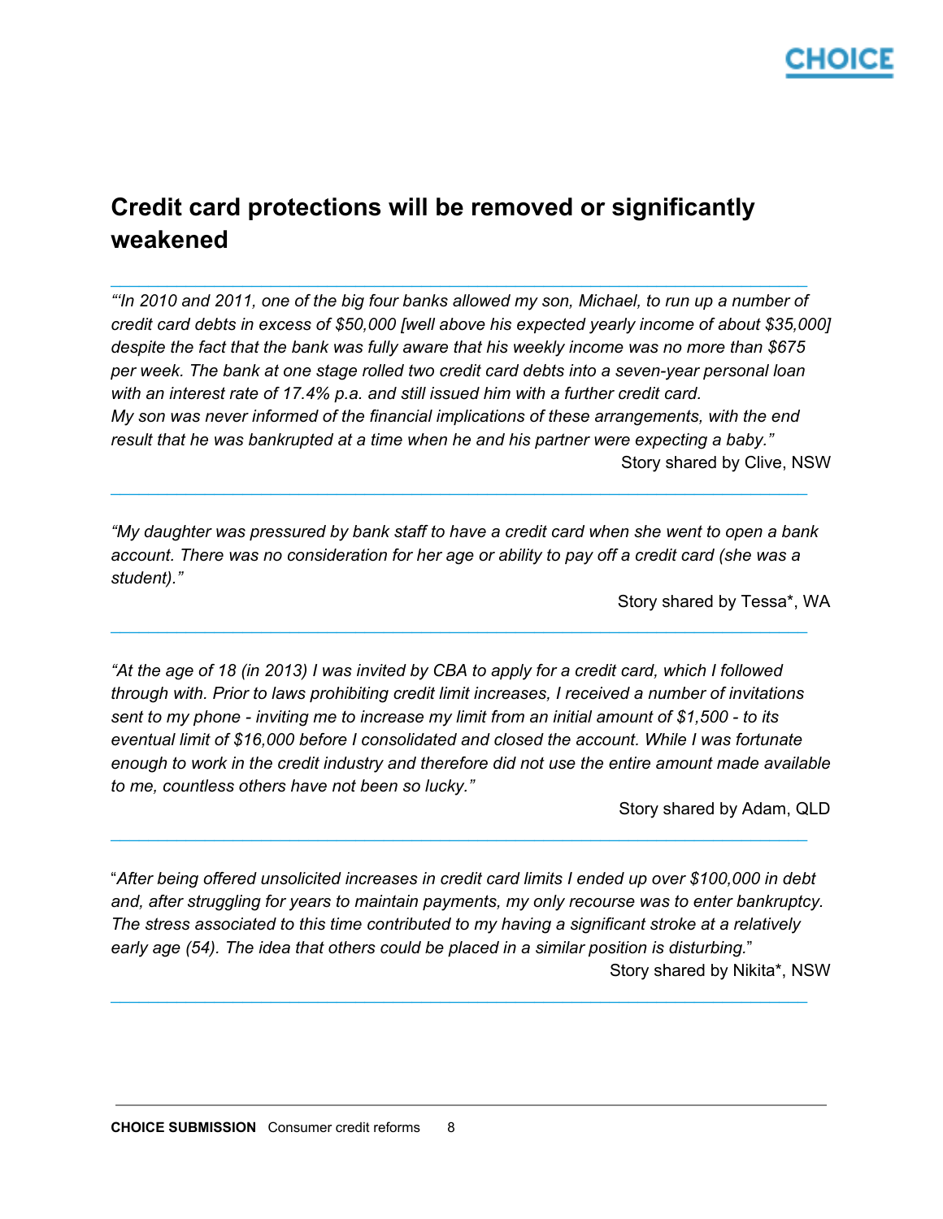## Credit card protections will be removed or significantly weakened

---

*"'In 2010 and 2011, one of the big four banks allowed my son, Michael, to run up a number of credit card debts in excess of $50,000 [well above his expected yearly income of about $35,000] despite the fact that the bank was fully aware that his weekly income was no more than $675 per week. The bank at one stage rolled two credit card debts into a seven-year personal loan with an interest rate of 17.4% p.a. and still issued him with a further credit card.*
*My son was never informed of the financial implications of these arrangements, with the end result that he was bankrupted at a time when he and his partner were expecting a baby."*

Story shared by Clive, NSW

---

*"My daughter was pressured by bank staff to have a credit card when she went to open a bank account. There was no consideration for her age or ability to pay off a credit card (she was a student)."*

Story shared by Tessa*, WA

---

*"At the age of 18 (in 2013) I was invited by CBA to apply for a credit card, which I followed through with. Prior to laws prohibiting credit limit increases, I received a number of invitations sent to my phone - inviting me to increase my limit from an initial amount of $1,500 - to its eventual limit of $16,000 before I consolidated and closed the account. While I was fortunate enough to work in the credit industry and therefore did not use the entire amount made available to me, countless others have not been so lucky."*

Story shared by Adam, QLD

---

"*After being offered unsolicited increases in credit card limits I ended up over $100,000 in debt and, after struggling for years to maintain payments, my only recourse was to enter bankruptcy. The stress associated to this time contributed to my having a significant stroke at a relatively early age (54). The idea that others could be placed in a similar position is disturbing.*"

Story shared by Nikita*, NSW

---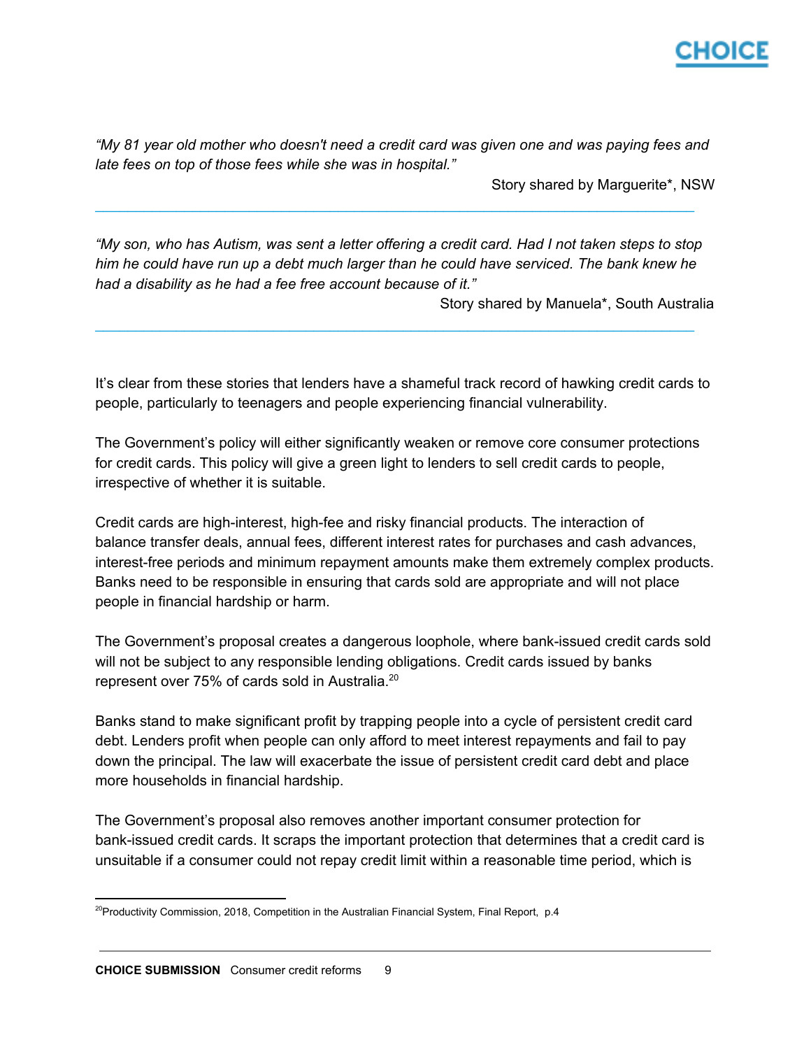*"My 81 year old mother who doesn't need a credit card was given one and was paying fees and late fees on top of those fees while she was in hospital."*

Story shared by Marguerite*, NSW

---

*"My son, who has Autism, was sent a letter offering a credit card. Had I not taken steps to stop him he could have run up a debt much larger than he could have serviced. The bank knew he had a disability as he had a fee free account because of it."*

Story shared by Manuela*, South Australia

---

It's clear from these stories that lenders have a shameful track record of hawking credit cards to people, particularly to teenagers and people experiencing financial vulnerability.

The Government's policy will either significantly weaken or remove core consumer protections for credit cards. This policy will give a green light to lenders to sell credit cards to people, irrespective of whether it is suitable.

Credit cards are high-interest, high-fee and risky financial products. The interaction of balance transfer deals, annual fees, different interest rates for purchases and cash advances, interest-free periods and minimum repayment amounts make them extremely complex products. Banks need to be responsible in ensuring that cards sold are appropriate and will not place people in financial hardship or harm.

The Government's proposal creates a dangerous loophole, where bank-issued credit cards sold will not be subject to any responsible lending obligations. Credit cards issued by banks represent over 75% of cards sold in Australia.[20]

Banks stand to make significant profit by trapping people into a cycle of persistent credit card debt. Lenders profit when people can only afford to meet interest repayments and fail to pay down the principal. The law will exacerbate the issue of persistent credit card debt and place more households in financial hardship.

The Government's proposal also removes another important consumer protection for bank-issued credit cards. It scraps the important protection that determines that a credit card is unsuitable if a consumer could not repay credit limit within a reasonable time period, which is

---

[20] Productivity Commission, 2018, Competition in the Australian Financial System, Final Report, p.4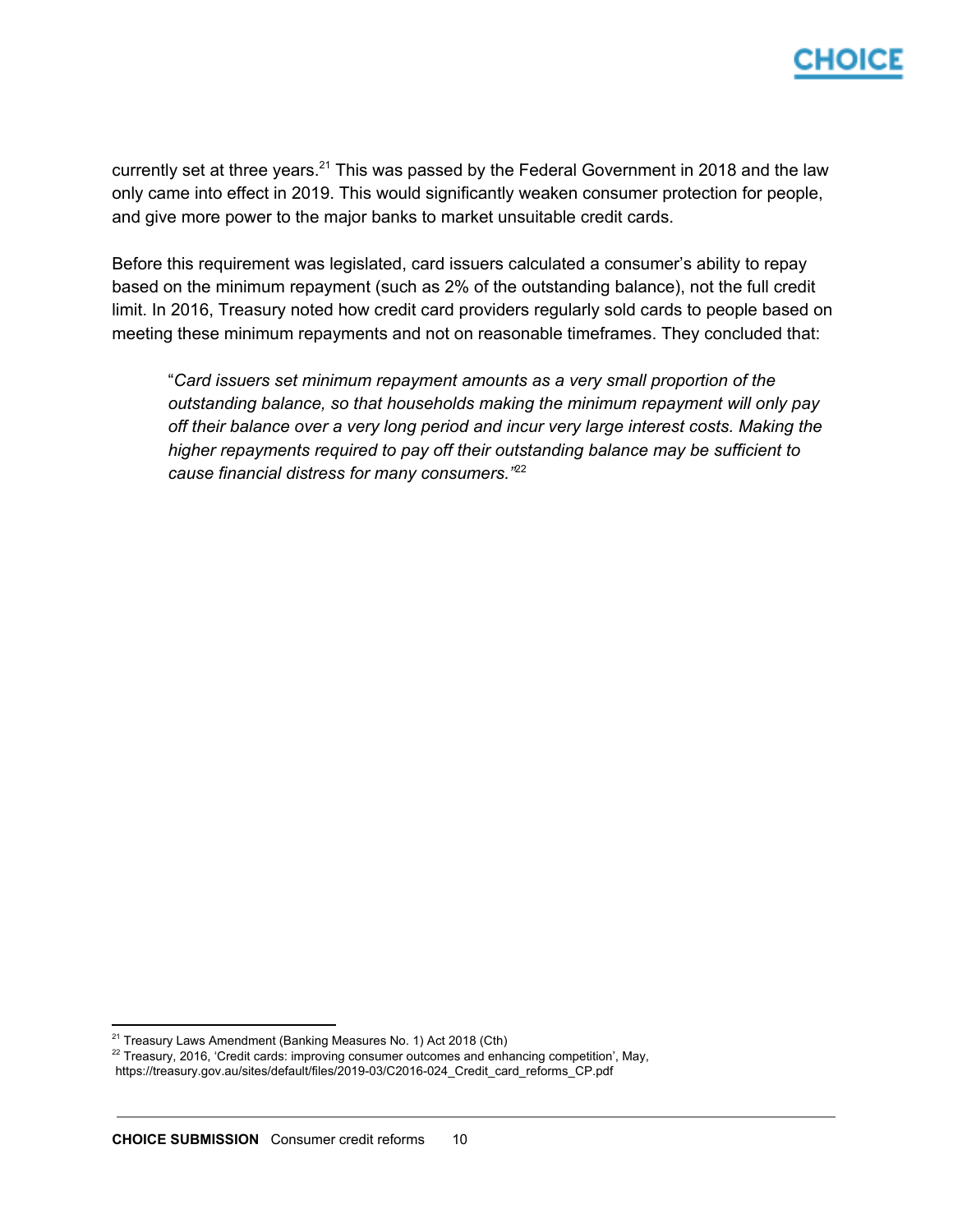currently set at three years.[21] This was passed by the Federal Government in 2018 and the law only came into effect in 2019. This would significantly weaken consumer protection for people, and give more power to the major banks to market unsuitable credit cards.

Before this requirement was legislated, card issuers calculated a consumer's ability to repay based on the minimum repayment (such as 2% of the outstanding balance), not the full credit limit. In 2016, Treasury noted how credit card providers regularly sold cards to people based on meeting these minimum repayments and not on reasonable timeframes. They concluded that:

> "*Card issuers set minimum repayment amounts as a very small proportion of the outstanding balance, so that households making the minimum repayment will only pay off their balance over a very long period and incur very large interest costs. Making the higher repayments required to pay off their outstanding balance may be sufficient to cause financial distress for many consumers.*"[22]

---

[21] Treasury Laws Amendment (Banking Measures No. 1) Act 2018 (Cth)

[22] Treasury, 2016, 'Credit cards: improving consumer outcomes and enhancing competition', May, https://treasury.gov.au/sites/default/files/2019-03/C2016-024_Credit_card_reforms_CP.pdf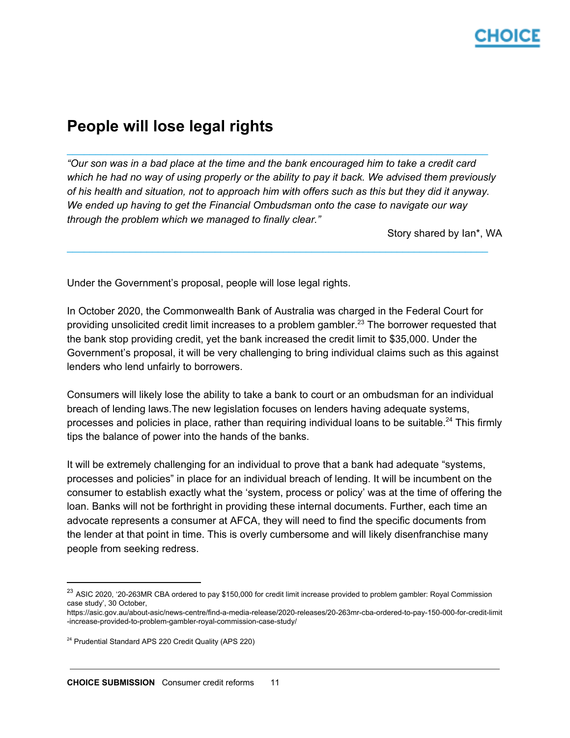## People will lose legal rights

---

*"Our son was in a bad place at the time and the bank encouraged him to take a credit card which he had no way of using properly or the ability to pay it back. We advised them previously of his health and situation, not to approach him with offers such as this but they did it anyway. We ended up having to get the Financial Ombudsman onto the case to navigate our way through the problem which we managed to finally clear."*

Story shared by Ian*, WA

---

Under the Government's proposal, people will lose legal rights.

In October 2020, the Commonwealth Bank of Australia was charged in the Federal Court for providing unsolicited credit limit increases to a problem gambler.[23] The borrower requested that the bank stop providing credit, yet the bank increased the credit limit to $35,000. Under the Government's proposal, it will be very challenging to bring individual claims such as this against lenders who lend unfairly to borrowers.

Consumers will likely lose the ability to take a bank to court or an ombudsman for an individual breach of lending laws.The new legislation focuses on lenders having adequate systems, processes and policies in place, rather than requiring individual loans to be suitable.[24] This firmly tips the balance of power into the hands of the banks.

It will be extremely challenging for an individual to prove that a bank had adequate "systems, processes and policies" in place for an individual breach of lending. It will be incumbent on the consumer to establish exactly what the 'system, process or policy' was at the time of offering the loan. Banks will not be forthright in providing these internal documents. Further, each time an advocate represents a consumer at AFCA, they will need to find the specific documents from the lender at that point in time. This is overly cumbersome and will likely disenfranchise many people from seeking redress.

---

[23] ASIC 2020, '20-263MR CBA ordered to pay $150,000 for credit limit increase provided to problem gambler: Royal Commission case study', 30 October, https://asic.gov.au/about-asic/news-centre/find-a-media-release/2020-releases/20-263mr-cba-ordered-to-pay-150-000-for-credit-limit-increase-provided-to-problem-gambler-royal-commission-case-study/

[24] Prudential Standard APS 220 Credit Quality (APS 220)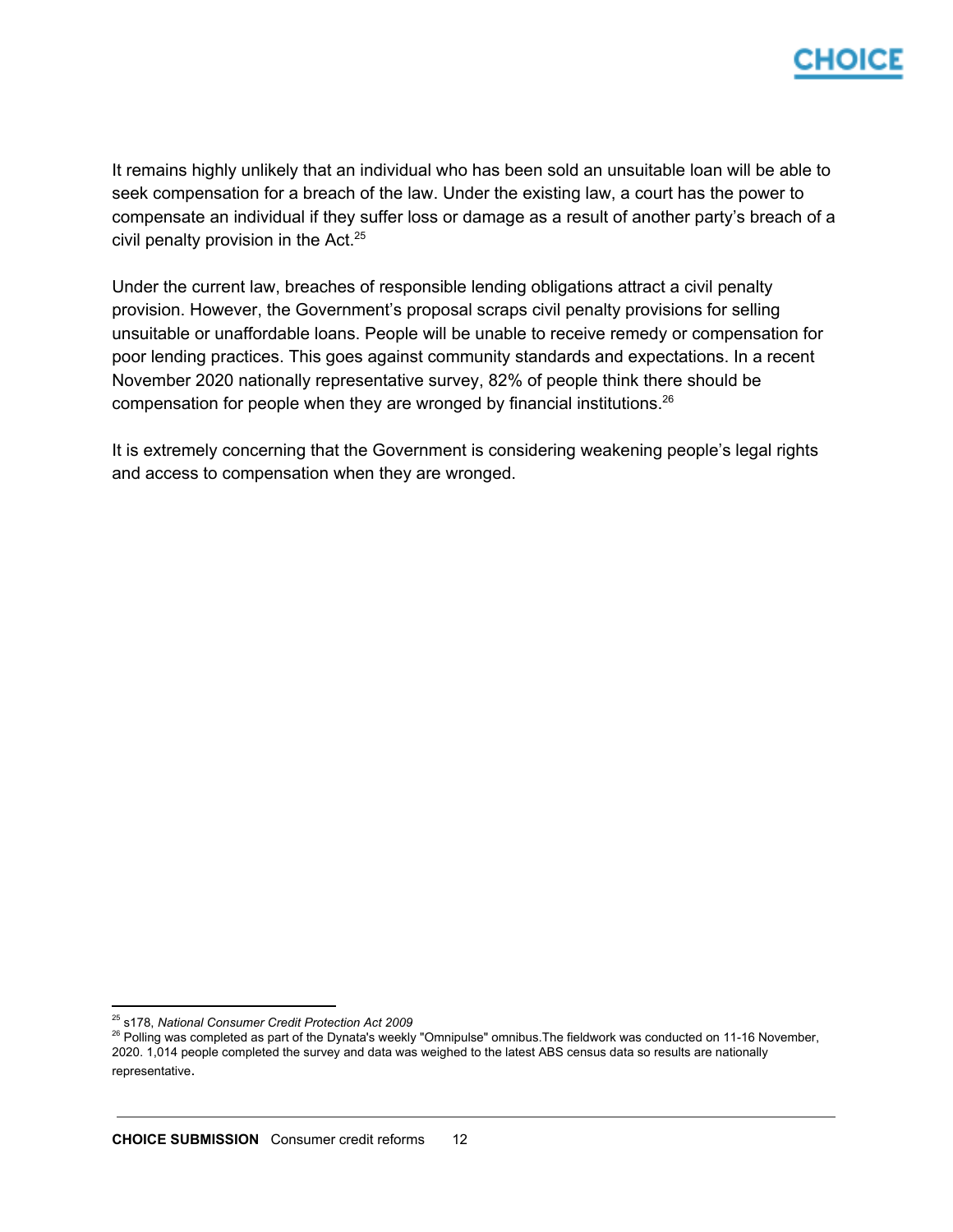It remains highly unlikely that an individual who has been sold an unsuitable loan will be able to seek compensation for a breach of the law. Under the existing law, a court has the power to compensate an individual if they suffer loss or damage as a result of another party's breach of a civil penalty provision in the Act.[25]

Under the current law, breaches of responsible lending obligations attract a civil penalty provision. However, the Government's proposal scraps civil penalty provisions for selling unsuitable or unaffordable loans. People will be unable to receive remedy or compensation for poor lending practices. This goes against community standards and expectations. In a recent November 2020 nationally representative survey, 82% of people think there should be compensation for people when they are wronged by financial institutions.[26]

It is extremely concerning that the Government is considering weakening people's legal rights and access to compensation when they are wronged.

---

[25] s178, *National Consumer Credit Protection Act 2009*

[26] Polling was completed as part of the Dynata's weekly "Omnipulse" omnibus.The fieldwork was conducted on 11-16 November, 2020. 1,014 people completed the survey and data was weighed to the latest ABS census data so results are nationally representative.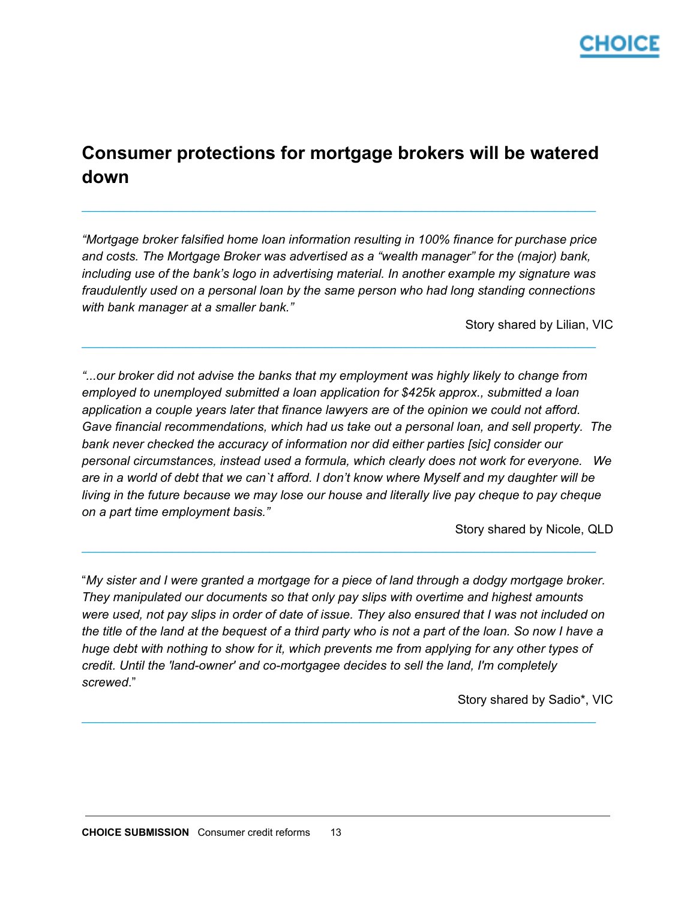## Consumer protections for mortgage brokers will be watered down

---

*"Mortgage broker falsified home loan information resulting in 100% finance for purchase price and costs. The Mortgage Broker was advertised as a "wealth manager" for the (major) bank, including use of the bank's logo in advertising material. In another example my signature was fraudulently used on a personal loan by the same person who had long standing connections with bank manager at a smaller bank."*

Story shared by Lilian, VIC

---

*"...our broker did not advise the banks that my employment was highly likely to change from employed to unemployed submitted a loan application for $425k approx., submitted a loan application a couple years later that finance lawyers are of the opinion we could not afford. Gave financial recommendations, which had us take out a personal loan, and sell property. The bank never checked the accuracy of information nor did either parties [sic] consider our personal circumstances, instead used a formula, which clearly does not work for everyone. We are in a world of debt that we can`t afford. I don't know where Myself and my daughter will be living in the future because we may lose our house and literally live pay cheque to pay cheque on a part time employment basis."*

Story shared by Nicole, QLD

---

"*My sister and I were granted a mortgage for a piece of land through a dodgy mortgage broker. They manipulated our documents so that only pay slips with overtime and highest amounts were used, not pay slips in order of date of issue. They also ensured that I was not included on the title of the land at the bequest of a third party who is not a part of the loan. So now I have a huge debt with nothing to show for it, which prevents me from applying for any other types of credit. Until the 'land-owner' and co-mortgagee decides to sell the land, I'm completely screwed*."

Story shared by Sadio*, VIC

---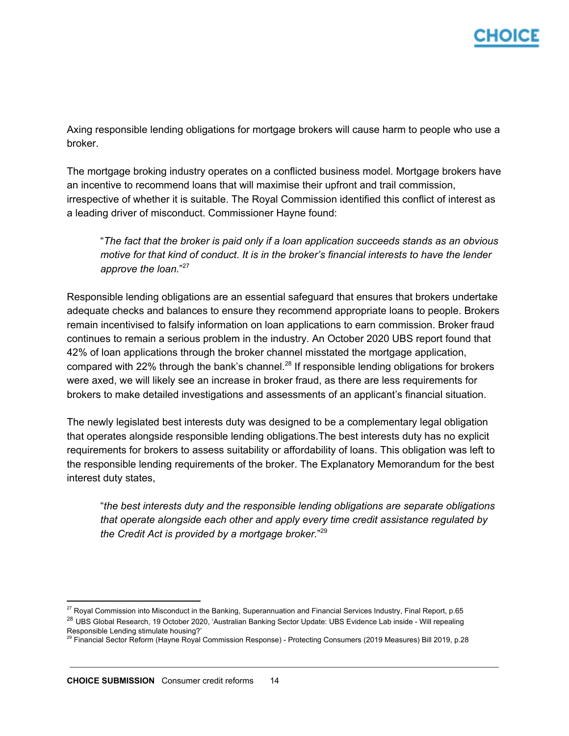Axing responsible lending obligations for mortgage brokers will cause harm to people who use a broker.

The mortgage broking industry operates on a conflicted business model. Mortgage brokers have an incentive to recommend loans that will maximise their upfront and trail commission, irrespective of whether it is suitable. The Royal Commission identified this conflict of interest as a leading driver of misconduct. Commissioner Hayne found:

> "*The fact that the broker is paid only if a loan application succeeds stands as an obvious motive for that kind of conduct. It is in the broker's financial interests to have the lender approve the loan.*"[27]

Responsible lending obligations are an essential safeguard that ensures that brokers undertake adequate checks and balances to ensure they recommend appropriate loans to people. Brokers remain incentivised to falsify information on loan applications to earn commission. Broker fraud continues to remain a serious problem in the industry. An October 2020 UBS report found that 42% of loan applications through the broker channel misstated the mortgage application, compared with 22% through the bank's channel.[28] If responsible lending obligations for brokers were axed, we will likely see an increase in broker fraud, as there are less requirements for brokers to make detailed investigations and assessments of an applicant's financial situation.

The newly legislated best interests duty was designed to be a complementary legal obligation that operates alongside responsible lending obligations.The best interests duty has no explicit requirements for brokers to assess suitability or affordability of loans. This obligation was left to the responsible lending requirements of the broker. The Explanatory Memorandum for the best interest duty states,

> "*the best interests duty and the responsible lending obligations are separate obligations that operate alongside each other and apply every time credit assistance regulated by the Credit Act is provided by a mortgage broker.*"[29]

---

[27] Royal Commission into Misconduct in the Banking, Superannuation and Financial Services Industry, Final Report, p.65

[28] UBS Global Research, 19 October 2020, 'Australian Banking Sector Update: UBS Evidence Lab inside - Will repealing Responsible Lending stimulate housing?'

[29] Financial Sector Reform (Hayne Royal Commission Response) - Protecting Consumers (2019 Measures) Bill 2019, p.28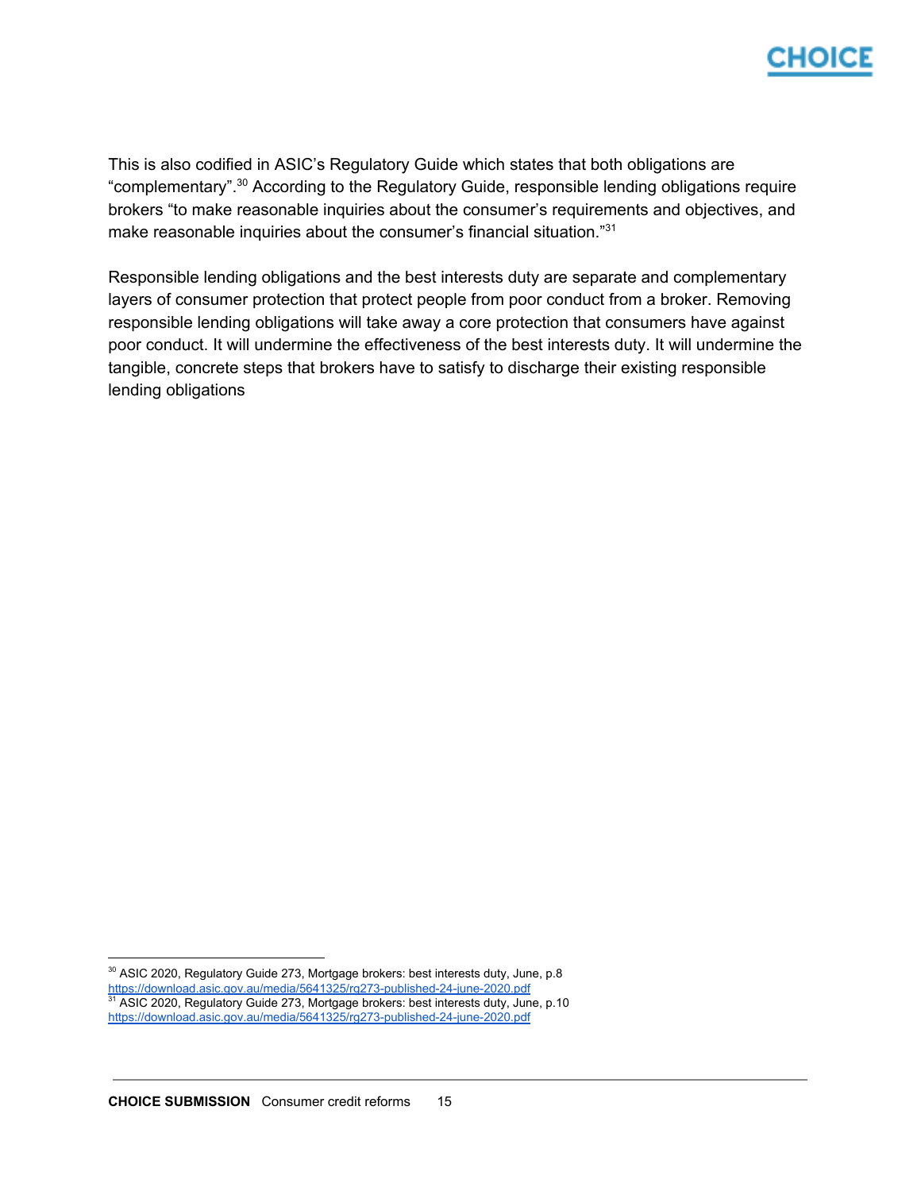This is also codified in ASIC's Regulatory Guide which states that both obligations are "complementary".[30] According to the Regulatory Guide, responsible lending obligations require brokers "to make reasonable inquiries about the consumer's requirements and objectives, and make reasonable inquiries about the consumer's financial situation."[31]

Responsible lending obligations and the best interests duty are separate and complementary layers of consumer protection that protect people from poor conduct from a broker. Removing responsible lending obligations will take away a core protection that consumers have against poor conduct. It will undermine the effectiveness of the best interests duty. It will undermine the tangible, concrete steps that brokers have to satisfy to discharge their existing responsible lending obligations

---

[30] ASIC 2020, Regulatory Guide 273, Mortgage brokers: best interests duty, June, p.8 https://download.asic.gov.au/media/5641325/rg273-published-24-june-2020.pdf

[31] ASIC 2020, Regulatory Guide 273, Mortgage brokers: best interests duty, June, p.10 https://download.asic.gov.au/media/5641325/rg273-published-24-june-2020.pdf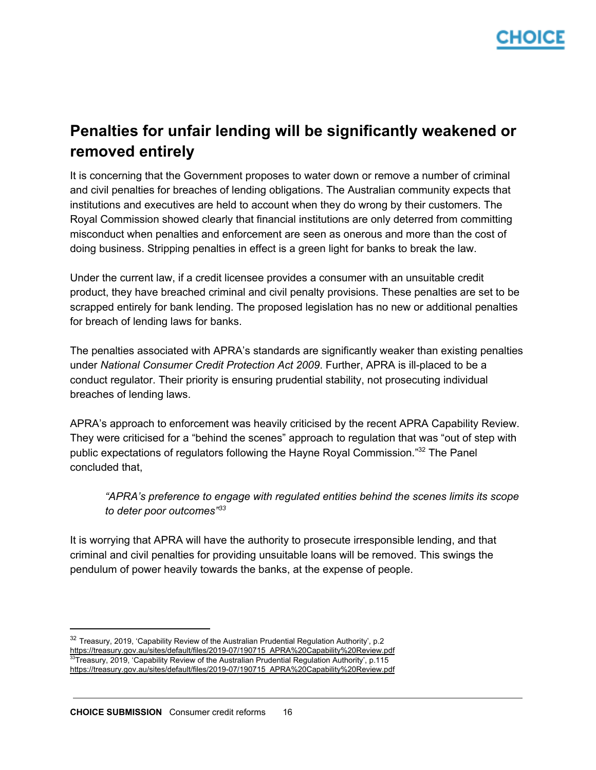## Penalties for unfair lending will be significantly weakened or removed entirely

It is concerning that the Government proposes to water down or remove a number of criminal and civil penalties for breaches of lending obligations. The Australian community expects that institutions and executives are held to account when they do wrong by their customers. The Royal Commission showed clearly that financial institutions are only deterred from committing misconduct when penalties and enforcement are seen as onerous and more than the cost of doing business. Stripping penalties in effect is a green light for banks to break the law.

Under the current law, if a credit licensee provides a consumer with an unsuitable credit product, they have breached criminal and civil penalty provisions. These penalties are set to be scrapped entirely for bank lending. The proposed legislation has no new or additional penalties for breach of lending laws for banks.

The penalties associated with APRA's standards are significantly weaker than existing penalties under *National Consumer Credit Protection Act 2009*. Further, APRA is ill-placed to be a conduct regulator. Their priority is ensuring prudential stability, not prosecuting individual breaches of lending laws.

APRA's approach to enforcement was heavily criticised by the recent APRA Capability Review. They were criticised for a "behind the scenes" approach to regulation that was "out of step with public expectations of regulators following the Hayne Royal Commission."[32] The Panel concluded that,

> *"APRA's preference to engage with regulated entities behind the scenes limits its scope to deter poor outcomes"*[33]

It is worrying that APRA will have the authority to prosecute irresponsible lending, and that criminal and civil penalties for providing unsuitable loans will be removed. This swings the pendulum of power heavily towards the banks, at the expense of people.

---

[32] Treasury, 2019, 'Capability Review of the Australian Prudential Regulation Authority', p.2 https://treasury.gov.au/sites/default/files/2019-07/190715_APRA%20Capability%20Review.pdf

[33] Treasury, 2019, 'Capability Review of the Australian Prudential Regulation Authority', p.115 https://treasury.gov.au/sites/default/files/2019-07/190715_APRA%20Capability%20Review.pdf